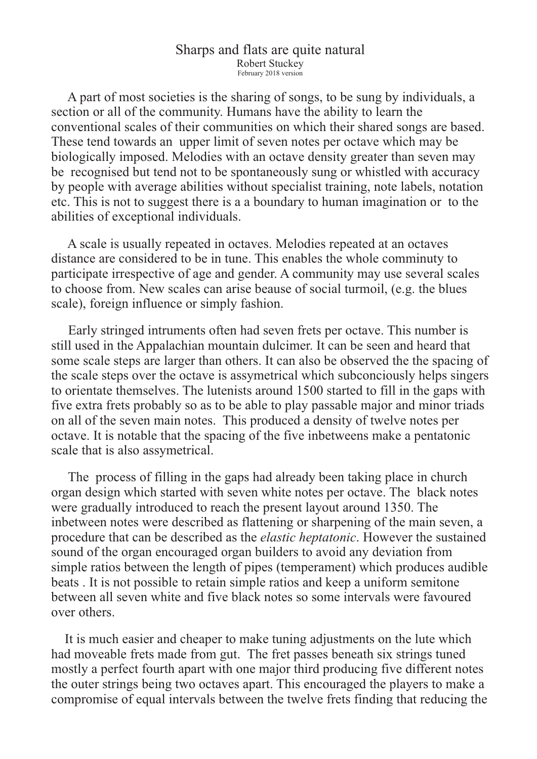# Sharps and flats are quite natural

Robert Stuckey

February 2018 version

A part of most societies is the sharing of songs, to be sung by individuals, a section or all of the community. Humans have the ability to learn the conventional scales of their communities on which their shared songs are based. These tend towards an upper limit of seven notes per octave which may be biologically imposed. Melodies with an octave density greater than seven may be recognised but tend not to be spontaneously sung or whistled with accuracy by people with average abilities without specialist training, note labels, notation etc. This is not to suggest there is a a boundary to human imagination or to the abilities of exceptional individuals.

A scale is usually repeated in octaves. Melodies repeated at an octaves distance are considered to be in tune. This enables the whole comminuty to participate irrespective of age and gender. A community may use several scales to choose from. New scales can arise beause of social turmoil, (e.g. the blues scale), foreign influence or simply fashion.

Early stringed intruments often had seven frets per octave. This number is still used in the Appalachian mountain dulcimer. It can be seen and heard that some scale steps are larger than others. It can also be observed the the spacing of the scale steps over the octave is assymetrical which subconciously helps singers to orientate themselves. The lutenists around 1500 started to fill in the gaps with five extra frets probably so as to be able to play passable major and minor triads on all of the seven main notes. This produced a density of twelve notes per octave. It is notable that the spacing of the five inbetweens make a pentatonic scale that is also assymetrical.

The process of filling in the gaps had already been taking place in church organ design which started with seven white notes per octave. The black notes were gradually introduced to reach the present layout around 1350. The inbetween notes were described as flattening or sharpening of the main seven, a procedure that can be described as the *elastic heptatonic*. However the sustained sound of the organ encouraged organ builders to avoid any deviation from simple ratios between the length of pipes (temperament) which produces audible beats . It is not possible to retain simple ratios and keep a uniform semitone between all seven white and five black notes so some intervals were favoured over others.

It is much easier and cheaper to make tuning adjustments on the lute which had moveable frets made from gut. The fret passes beneath six strings tuned mostly a perfect fourth apart with one major third producing five different notes the outer strings being two octaves apart. This encouraged the players to make a compromise of equal intervals between the twelve frets finding that reducing the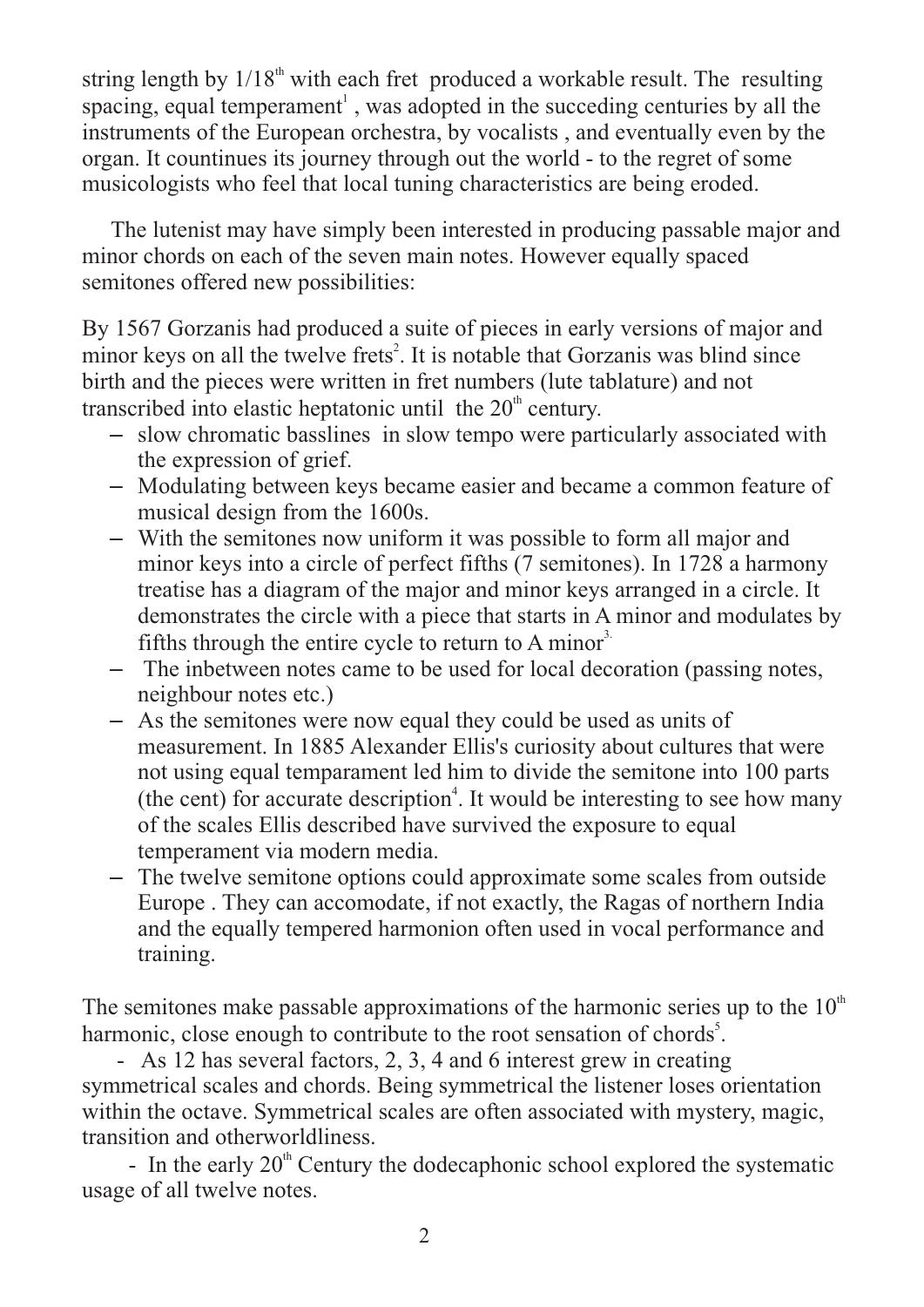string length by $1/18^{th}$ with each fret produced a workable result. The resulting spacing, equal temperament[1] , was adopted in the succeding centuries by all the instruments of the European orchestra, by vocalists , and eventually even by the organ. It countinues its journey through out the world - to the regret of some musicologists who feel that local tuning characteristics are being eroded.

The lutenist may have simply been interested in producing passable major and minor chords on each of the seven main notes. However equally spaced semitones offered new possibilities:

By 1567 Gorzanis had produced a suite of pieces in early versions of major and minor keys on all the twelve frets[2]. It is notable that Gorzanis was blind since birth and the pieces were written in fret numbers (lute tablature) and not transcribed into elastic heptatonic until the 20th century.

- slow chromatic basslines in slow tempo were particularly associated with the expression of grief.
- Modulating between keys became easier and became a common feature of musical design from the 1600s.
- With the semitones now uniform it was possible to form all major and minor keys into a circle of perfect fifths (7 semitones). In 1728 a harmony treatise has a diagram of the major and minor keys arranged in a circle. It demonstrates the circle with a piece that starts in A minor and modulates by fifths through the entire cycle to return to A minor[3].
- The inbetween notes came to be used for local decoration (passing notes, neighbour notes etc.)
- As the semitones were now equal they could be used as units of measurement. In 1885 Alexander Ellis's curiosity about cultures that were not using equal temparament led him to divide the semitone into 100 parts (the cent) for accurate description[4]. It would be interesting to see how many of the scales Ellis described have survived the exposure to equal temperament via modern media.
- The twelve semitone options could approximate some scales from outside Europe . They can accomodate, if not exactly, the Ragas of northern India and the equally tempered harmonion often used in vocal performance and training.

The semitones make passable approximations of the harmonic series up to the 10th harmonic, close enough to contribute to the root sensation of chords[5].

- As 12 has several factors, 2, 3, 4 and 6 interest grew in creating symmetrical scales and chords. Being symmetrical the listener loses orientation within the octave. Symmetrical scales are often associated with mystery, magic, transition and otherworldliness.
- In the early 20th Century the dodecaphonic school explored the systematic usage of all twelve notes.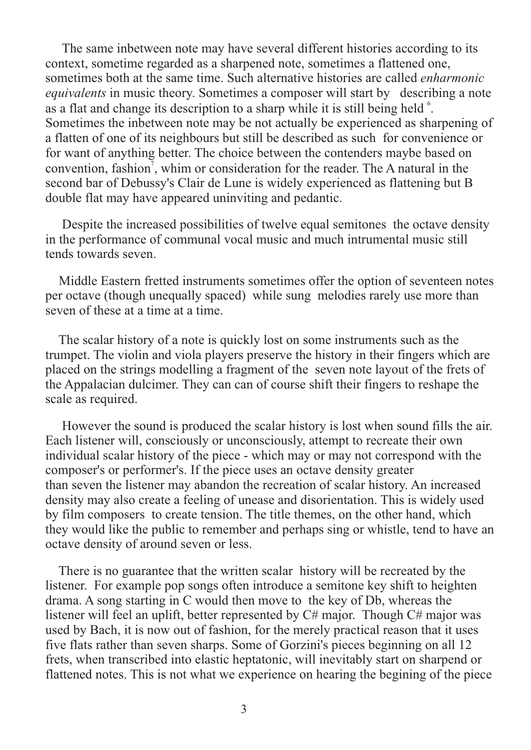The same inbetween note may have several different histories according to its context, sometime regarded as a sharpened note, sometimes a flattened one, sometimes both at the same time. Such alternative histories are called *enharmonic equivalents* in music theory. Sometimes a composer will start by describing a note as a flat and change its description to a sharp while it is still being held [6]. Sometimes the inbetween note may be not actually be experienced as sharpening of a flatten of one of its neighbours but still be described as such for convenience or for want of anything better. The choice between the contenders maybe based on convention, fashion[7], whim or consideration for the reader. The A natural in the second bar of Debussy's Clair de Lune is widely experienced as flattening but B double flat may have appeared uninviting and pedantic.

Despite the increased possibilities of twelve equal semitones the octave density in the performance of communal vocal music and much intrumental music still tends towards seven.

Middle Eastern fretted instruments sometimes offer the option of seventeen notes per octave (though unequally spaced) while sung melodies rarely use more than seven of these at a time at a time.

The scalar history of a note is quickly lost on some instruments such as the trumpet. The violin and viola players preserve the history in their fingers which are placed on the strings modelling a fragment of the seven note layout of the frets of the Appalacian dulcimer. They can can of course shift their fingers to reshape the scale as required.

However the sound is produced the scalar history is lost when sound fills the air. Each listener will, consciously or unconsciously, attempt to recreate their own individual scalar history of the piece - which may or may not correspond with the composer's or performer's. If the piece uses an octave density greater than seven the listener may abandon the recreation of scalar history. An increased density may also create a feeling of unease and disorientation. This is widely used by film composers to create tension. The title themes, on the other hand, which they would like the public to remember and perhaps sing or whistle, tend to have an octave density of around seven or less.

There is no guarantee that the written scalar history will be recreated by the listener. For example pop songs often introduce a semitone key shift to heighten drama. A song starting in C would then move to the key of Db, whereas the listener will feel an uplift, better represented by C# major. Though C# major was used by Bach, it is now out of fashion, for the merely practical reason that it uses five flats rather than seven sharps. Some of Gorzini's pieces beginning on all 12 frets, when transcribed into elastic heptatonic, will inevitably start on sharpend or flattened notes. This is not what we experience on hearing the begining of the piece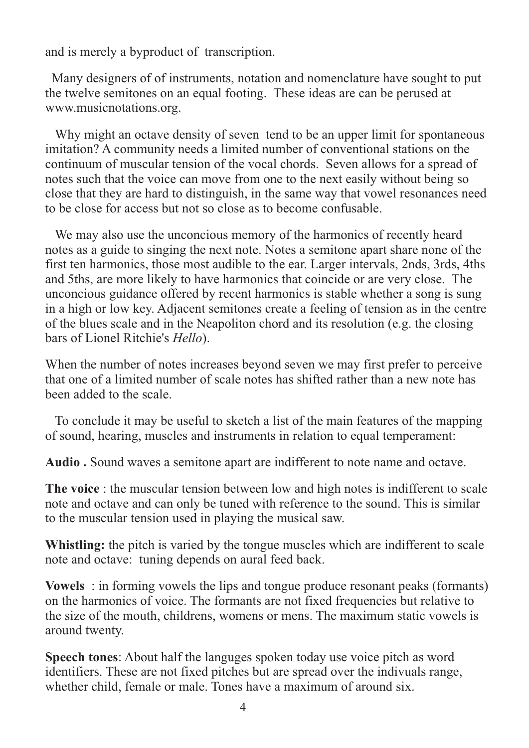and is merely a byproduct of transcription.

Many designers of of instruments, notation and nomenclature have sought to put the twelve semitones on an equal footing. These ideas are can be perused at www.musicnotations.org.

Why might an octave density of seven tend to be an upper limit for spontaneous imitation? A community needs a limited number of conventional stations on the continuum of muscular tension of the vocal chords. Seven allows for a spread of notes such that the voice can move from one to the next easily without being so close that they are hard to distinguish, in the same way that vowel resonances need to be close for access but not so close as to become confusable.

We may also use the unconcious memory of the harmonics of recently heard notes as a guide to singing the next note. Notes a semitone apart share none of the first ten harmonics, those most audible to the ear. Larger intervals, 2nds, 3rds, 4ths and 5ths, are more likely to have harmonics that coincide or are very close. The unconcious guidance offered by recent harmonics is stable whether a song is sung in a high or low key. Adjacent semitones create a feeling of tension as in the centre of the blues scale and in the Neapoliton chord and its resolution (e.g. the closing bars of Lionel Ritchie's *Hello*).

When the number of notes increases beyond seven we may first prefer to perceive that one of a limited number of scale notes has shifted rather than a new note has been added to the scale.

To conclude it may be useful to sketch a list of the main features of the mapping of sound, hearing, muscles and instruments in relation to equal temperament:

**Audio .** Sound waves a semitone apart are indifferent to note name and octave.

**The voice** : the muscular tension between low and high notes is indifferent to scale note and octave and can only be tuned with reference to the sound. This is similar to the muscular tension used in playing the musical saw.

**Whistling:** the pitch is varied by the tongue muscles which are indifferent to scale note and octave: tuning depends on aural feed back.

**Vowels** : in forming vowels the lips and tongue produce resonant peaks (formants) on the harmonics of voice. The formants are not fixed frequencies but relative to the size of the mouth, childrens, womens or mens. The maximum static vowels is around twenty.

**Speech tones**: About half the languges spoken today use voice pitch as word identifiers. These are not fixed pitches but are spread over the indivuals range, whether child, female or male. Tones have a maximum of around six.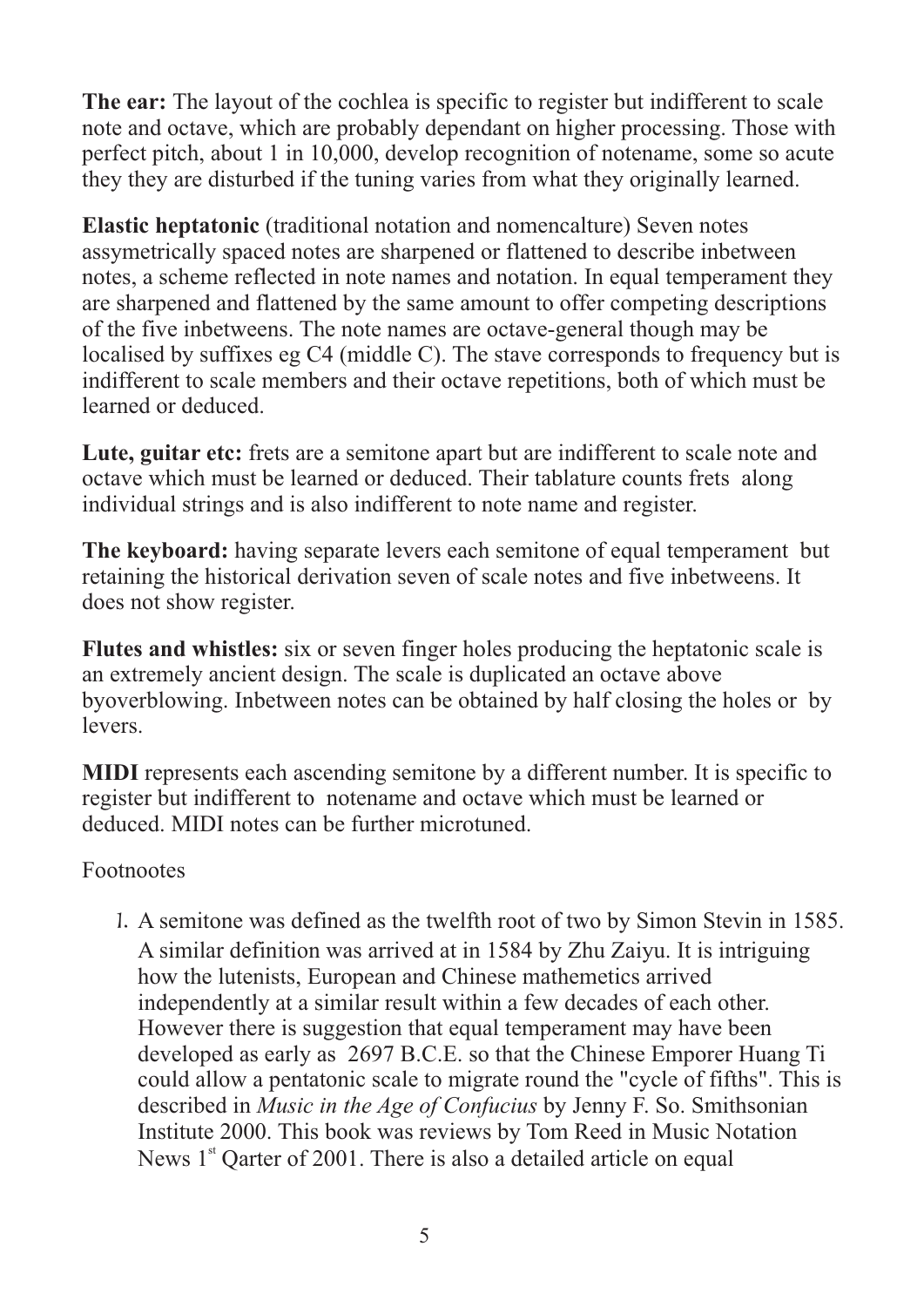**The ear:** The layout of the cochlea is specific to register but indifferent to scale note and octave, which are probably dependant on higher processing. Those with perfect pitch, about 1 in 10,000, develop recognition of notename, some so acute they they are disturbed if the tuning varies from what they originally learned.

**Elastic heptatonic** (traditional notation and nomencalture) Seven notes assymetrically spaced notes are sharpened or flattened to describe inbetween notes, a scheme reflected in note names and notation. In equal temperament they are sharpened and flattened by the same amount to offer competing descriptions of the five inbetweens. The note names are octave-general though may be localised by suffixes eg C4 (middle C). The stave corresponds to frequency but is indifferent to scale members and their octave repetitions, both of which must be learned or deduced.

**Lute, guitar etc:** frets are a semitone apart but are indifferent to scale note and octave which must be learned or deduced. Their tablature counts frets along individual strings and is also indifferent to note name and register.

**The keyboard:** having separate levers each semitone of equal temperament but retaining the historical derivation seven of scale notes and five inbetweens. It does not show register.

**Flutes and whistles:** six or seven finger holes producing the heptatonic scale is an extremely ancient design. The scale is duplicated an octave above byoverblowing. Inbetween notes can be obtained by half closing the holes or by levers.

**MIDI** represents each ascending semitone by a different number. It is specific to register but indifferent to notename and octave which must be learned or deduced. MIDI notes can be further microtuned.

Footnootes

1. A semitone was defined as the twelfth root of two by Simon Stevin in 1585. A similar definition was arrived at in 1584 by Zhu Zaiyu. It is intriguing how the lutenists, European and Chinese mathemetics arrived independently at a similar result within a few decades of each other. However there is suggestion that equal temperament may have been developed as early as 2697 B.C.E. so that the Chinese Emporer Huang Ti could allow a pentatonic scale to migrate round the "cycle of fifths". This is described in *Music in the Age of Confucius* by Jenny F. So. Smithsonian Institute 2000. This book was reviews by Tom Reed in Music Notation News 1st Qarter of 2001. There is also a detailed article on equal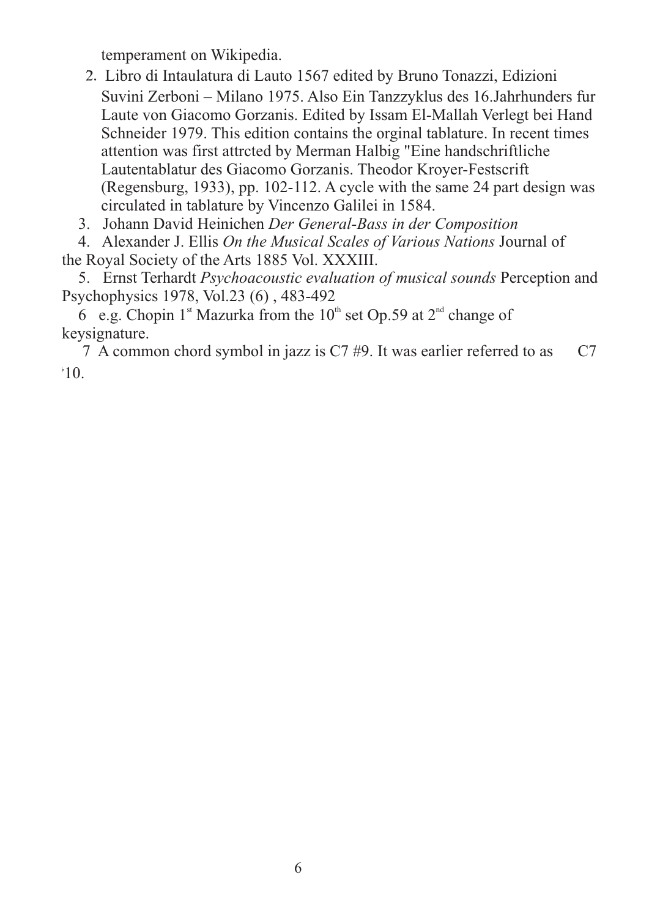temperament on Wikipedia.

2. Libro di Intaulatura di Lauto 1567 edited by Bruno Tonazzi, Edizioni Suvini Zerboni – Milano 1975. Also Ein Tanzzyklus des 16.Jahrhunders fur Laute von Giacomo Gorzanis. Edited by Issam El-Mallah Verlegt bei Hand Schneider 1979. This edition contains the orginal tablature. In recent times attention was first attrcted by Merman Halbig "Eine handschriftliche Lautentablatur des Giacomo Gorzanis. Theodor Kroyer-Festscrift (Regensburg, 1933), pp. 102-112. A cycle with the same 24 part design was circulated in tablature by Vincenzo Galilei in 1584.
3. Johann David Heinichen *Der General-Bass in der Composition*
4. Alexander J. Ellis *On the Musical Scales of Various Nations* Journal of the Royal Society of the Arts 1885 Vol. XXXIII.
5. Ernst Terhardt *Psychoacoustic evaluation of musical sounds* Perception and Psychophysics 1978, Vol.23 (6) , 483-492
6. e.g. Chopin 1st Mazurka from the 10th set Op.59 at 2nd change of keysignature.
7. A common chord symbol in jazz is C7 #9. It was earlier referred to as C7 ♭10.